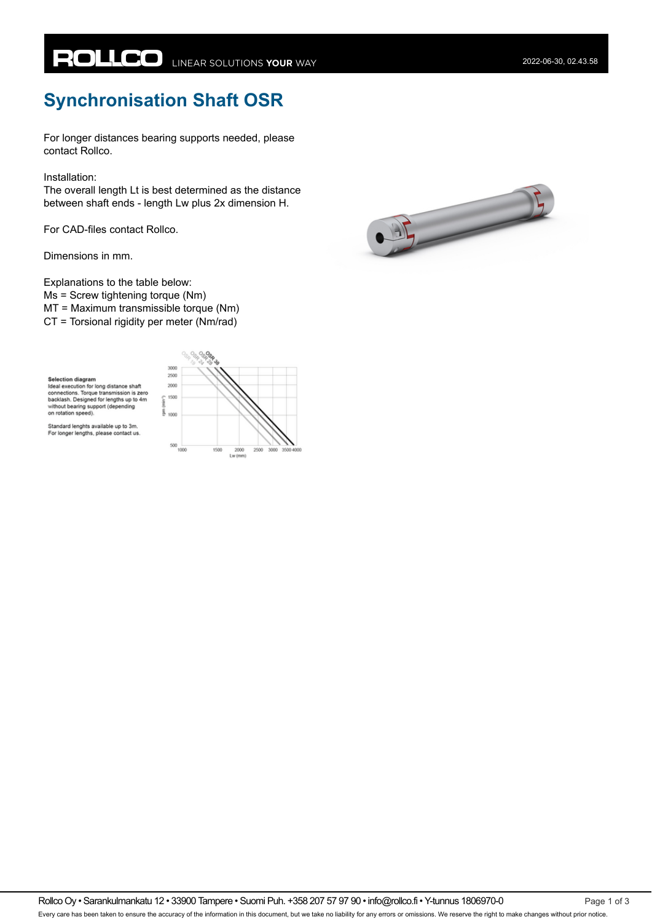# Synchronisation Shaft OSR

For longer distances bearing supports needed, please contact Rollco.

Installation:
The overall length Lt is best determined as the distance between shaft ends - length Lw plus 2x dimension H.

For CAD-files contact Rollco.

Dimensions in mm.

Explanations to the table below:
Ms = Screw tightening torque (Nm)
MT = Maximum transmissible torque (Nm)
CT = Torsional rigidity per meter (Nm/rad)

**Selection diagram**
Ideal execution for long distance shaft connections. Torque transmission is zero backlash. Designed for lengths up to 4m without bearing support (depending on rotation speed).

Standard lenghts available up to 3m.
For longer lengths, please contact us.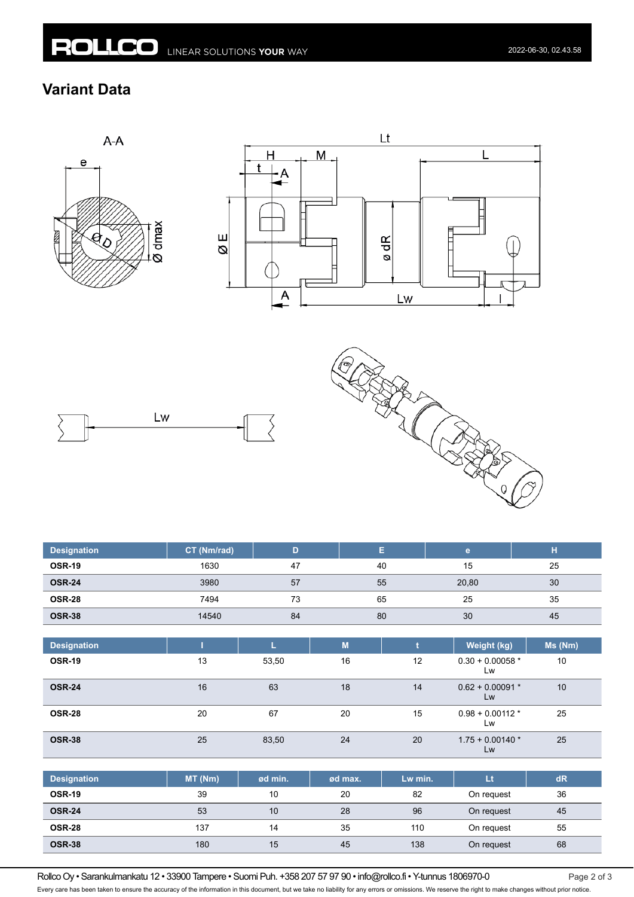## Variant Data

| Designation | CT (Nm/rad) | D | E | e | H |
|---|---|---|---|---|---|
| OSR-19 | 1630 | 47 | 40 | 15 | 25 |
| OSR-24 | 3980 | 57 | 55 | 20,80 | 30 |
| OSR-28 | 7494 | 73 | 65 | 25 | 35 |
| OSR-38 | 14540 | 84 | 80 | 30 | 45 |

| Designation | l | L | M | t | Weight (kg) | Ms (Nm) |
|---|---|---|---|---|---|---|
| OSR-19 | 13 | 53,50 | 16 | 12 | 0.30 + 0.00058 * Lw | 10 |
| OSR-24 | 16 | 63 | 18 | 14 | 0.62 + 0.00091 * Lw | 10 |
| OSR-28 | 20 | 67 | 20 | 15 | 0.98 + 0.00112 * Lw | 25 |
| OSR-38 | 25 | 83,50 | 24 | 20 | 1.75 + 0.00140 * Lw | 25 |

| Designation | MT (Nm) | ød min. | ød max. | Lw min. | Lt | dR |
|---|---|---|---|---|---|---|
| OSR-19 | 39 | 10 | 20 | 82 | On request | 36 |
| OSR-24 | 53 | 10 | 28 | 96 | On request | 45 |
| OSR-28 | 137 | 14 | 35 | 110 | On request | 55 |
| OSR-38 | 180 | 15 | 45 | 138 | On request | 68 |

Rollco Oy • Sarankulmankatu 12 • 33900 Tampere • Suomi Puh. +358 207 57 97 90 • info@rollco.fi • Y-tunnus 1806970-0

Every care has been taken to ensure the accuracy of the information in this document, but we take no liability for any errors or omissions. We reserve the right to make changes without prior notice.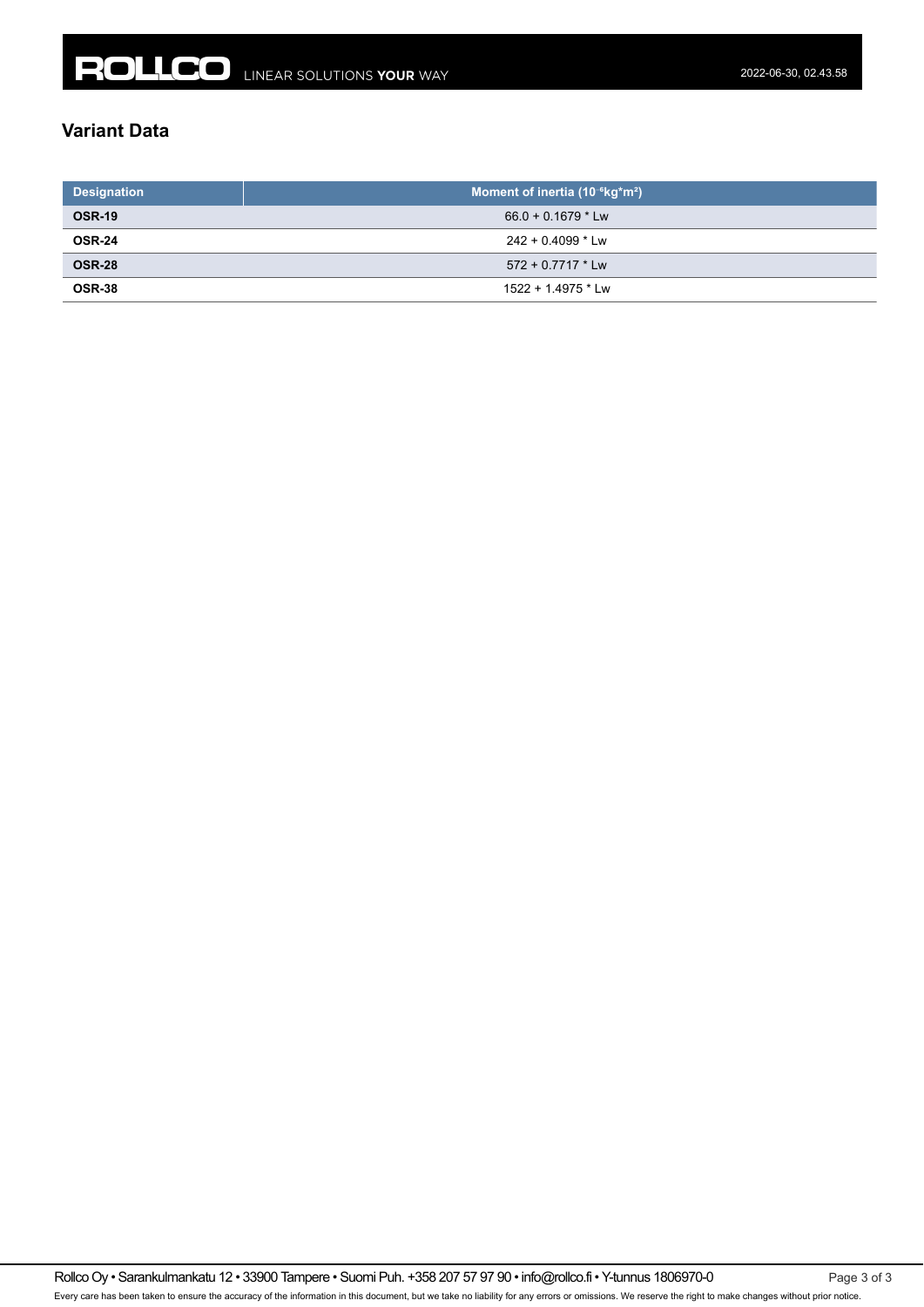## Variant Data

| Designation | Moment of inertia ($10^{-6}$kg*m²) |
|---|---|
| **OSR-19** | 66.0 + 0.1679 * Lw |
| **OSR-24** | 242 + 0.4099 * Lw |
| **OSR-28** | 572 + 0.7717 * Lw |
| **OSR-38** | 1522 + 1.4975 * Lw |